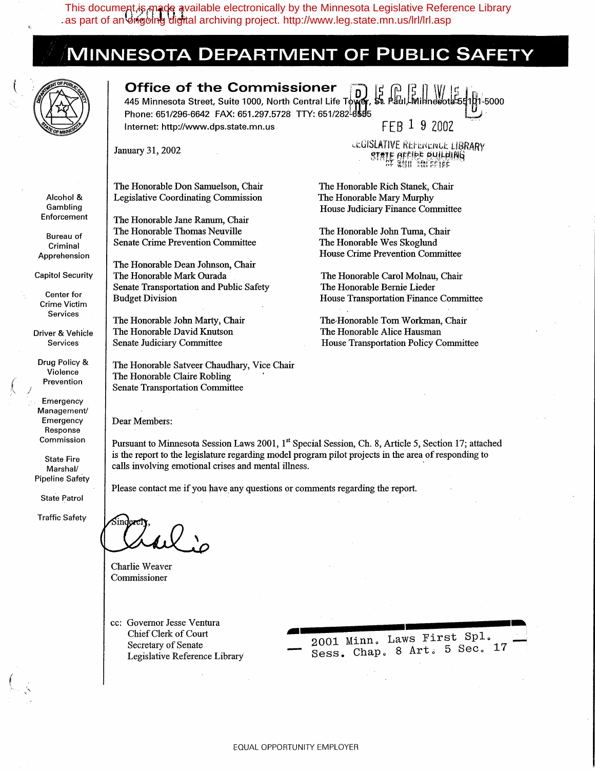This document is made available electronically by the Minnesota Legislative Reference Library as part of an ongoing digital archiving project. http://www.leg.state.mn.us/lrl/lrl.asp

# MINNESOTA DEPARTMENT OF PUBLIC SAFETY

## Office of the Commissioner

445 Minnesota Street, Suite 1000, North Central Life Tower, St. Paul, Minnesota 55101-5000
Phone: 651/296-6642 FAX: 651.297.5728 TTY: 651/282-6555
Internet: http://www.dps.state.mn.us

RECEIVED FEB 19 2002 LEGISLATIVE REFERENCE LIBRARY STATE OFFICE BUILDING ST. PAUL, MN 55155

Alcohol & Gambling Enforcement
Bureau of Criminal Apprehension
Capitol Security
Center for Crime Victim Services
Driver & Vehicle Services
Drug Policy & Violence Prevention
Emergency Management/ Emergency Response Commission
State Fire Marshal/ Pipeline Safety
State Patrol
Traffic Safety

January 31, 2002

The Honorable Don Samuelson, Chair
Legislative Coordinating Commission

The Honorable Jane Ranum, Chair
The Honorable Thomas Neuville
Senate Crime Prevention Committee

The Honorable Dean Johnson, Chair
The Honorable Mark Ourada
Senate Transportation and Public Safety Budget Division

The Honorable John Marty, Chair
The Honorable David Knutson
Senate Judiciary Committee

The Honorable Satveer Chaudhary, Vice Chair
The Honorable Claire Robling
Senate Transportation Committee

The Honorable Rich Stanek, Chair
The Honorable Mary Murphy
House Judiciary Finance Committee

The Honorable John Tuma, Chair
The Honorable Wes Skoglund
House Crime Prevention Committee

The Honorable Carol Molnau, Chair
The Honorable Bernie Lieder
House Transportation Finance Committee

The Honorable Tom Workman, Chair
The Honorable Alice Hausman
House Transportation Policy Committee

Dear Members:

Pursuant to Minnesota Session Laws 2001, 1st Special Session, Ch. 8, Article 5, Section 17; attached is the report to the legislature regarding model program pilot projects in the area of responding to calls involving emotional crises and mental illness.

Please contact me if you have any questions or comments regarding the report.

Sincerely,

Charlie Weaver
Commissioner

cc: Governor Jesse Ventura
Chief Clerk of Court
Secretary of Senate
Legislative Reference Library

2001 Minn. Laws First Spl. Sess. Chap. 8 Art. 5 Sec. 17

EQUAL OPPORTUNITY EMPLOYER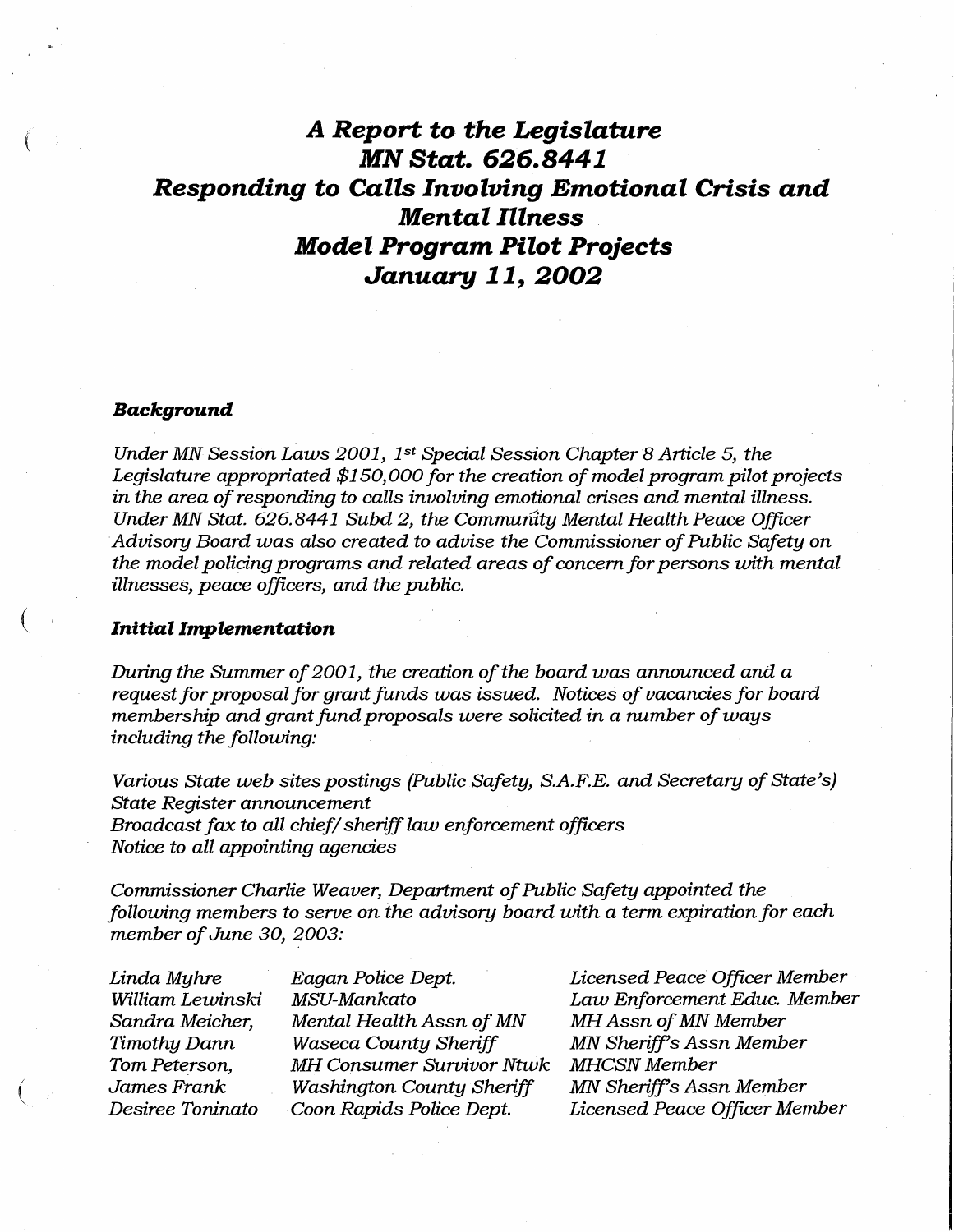# *A Report to the Legislature MN Stat. 626.8441 Responding to Calls Involving Emotional Crisis and Mental Illness Model Program Pilot Projects January 11, 2002*

### *Background*

*Under MN Session Laws 2001, 1st Special Session Chapter 8 Article 5, the Legislature appropriated $150,000 for the creation of model program pilot projects in the area of responding to calls involving emotional crises and mental illness. Under MN Stat. 626.8441 Subd 2, the Community Mental Health Peace Officer Advisory Board was also created to advise the Commissioner of Public Safety on the model policing programs and related areas of concern for persons with mental illnesses, peace officers, and the public.*

### *Initial Implementation*

*During the Summer of 2001, the creation of the board was announced and a request for proposal for grant funds was issued. Notices of vacancies for board membership and grant fund proposals were solicited in a number of ways including the following:*

*Various State web sites postings (Public Safety, S.A.F.E. and Secretary of State's)*
*State Register announcement*
*Broadcast fax to all chief/ sheriff law enforcement officers*
*Notice to all appointing agencies*

*Commissioner Charlie Weaver, Department of Public Safety appointed the following members to serve on the advisory board with a term expiration for each member of June 30, 2003:*

| | | |
|---|---|---|
| *Linda Myhre* | *Eagan Police Dept.* | *Licensed Peace Officer Member* |
| *William Lewinski* | *MSU-Mankato* | *Law Enforcement Educ. Member* |
| *Sandra Meicher,* | *Mental Health Assn of MN* | *MH Assn of MN Member* |
| *Timothy Dann* | *Waseca County Sheriff* | *MN Sheriff's Assn Member* |
| *Tom Peterson,* | *MH Consumer Survivor Ntwk* | *MHCSN Member* |
| *James Frank* | *Washington County Sheriff* | *MN Sheriff's Assn Member* |
| *Desiree Toninato* | *Coon Rapids Police Dept.* | *Licensed Peace Officer Member* |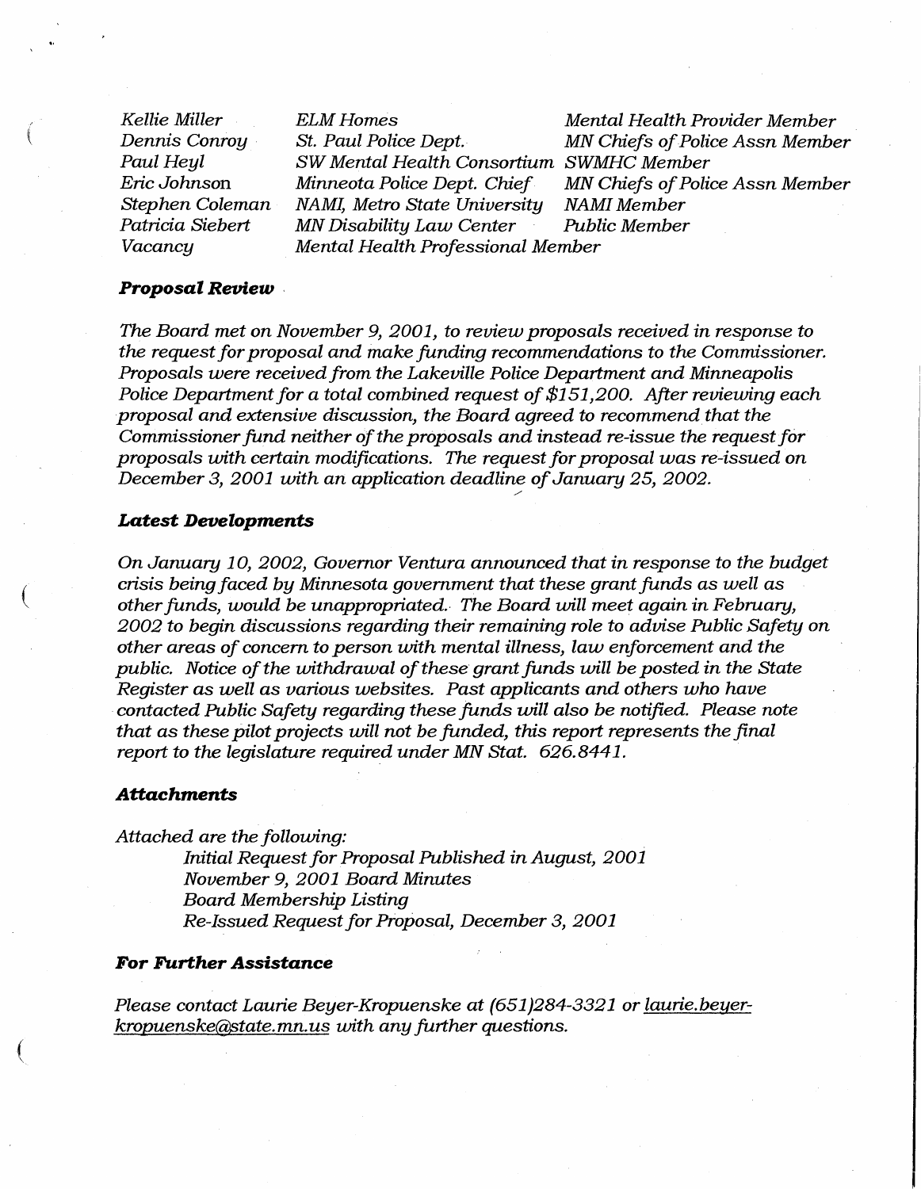| | | |
|---|---|---|
| *Kellie Miller* | *ELM Homes* | *Mental Health Provider Member* |
| *Dennis Conroy* | *St. Paul Police Dept.* | *MN Chiefs of Police Assn Member* |
| *Paul Heyl* | *SW Mental Health Consortium* | *SWMHC Member* |
| *Eric Johnson* | *Minneota Police Dept. Chief* | *MN Chiefs of Police Assn Member* |
| *Stephen Coleman* | *NAMI, Metro State University* | *NAMI Member* |
| *Patricia Siebert* | *MN Disability Law Center* | *Public Member* |
| *Vacancy* | *Mental Health Professional Member* | |

### *Proposal Review*

*The Board met on November 9, 2001, to review proposals received in response to the request for proposal and make funding recommendations to the Commissioner. Proposals were received from the Lakeville Police Department and Minneapolis Police Department for a total combined request of $151,200. After reviewing each proposal and extensive discussion, the Board agreed to recommend that the Commissioner fund neither of the proposals and instead re-issue the request for proposals with certain modifications. The request for proposal was re-issued on December 3, 2001 with an application deadline of January 25, 2002.*

### *Latest Developments*

*On January 10, 2002, Governor Ventura announced that in response to the budget crisis being faced by Minnesota government that these grant funds as well as other funds, would be unappropriated. The Board will meet again in February, 2002 to begin discussions regarding their remaining role to advise Public Safety on other areas of concern to person with mental illness, law enforcement and the public. Notice of the withdrawal of these grant funds will be posted in the State Register as well as various websites. Past applicants and others who have contacted Public Safety regarding these funds will also be notified. Please note that as these pilot projects will not be funded, this report represents the final report to the legislature required under MN Stat. 626.8441.*

### *Attachments*

*Attached are the following:*

*Initial Request for Proposal Published in August, 2001*
*November 9, 2001 Board Minutes*
*Board Membership Listing*
*Re-Issued Request for Proposal, December 3, 2001*

### *For Further Assistance*

*Please contact Laurie Beyer-Kropuenske at (651)284-3321 or laurie.beyer-kropuenske@state.mn.us with any further questions.*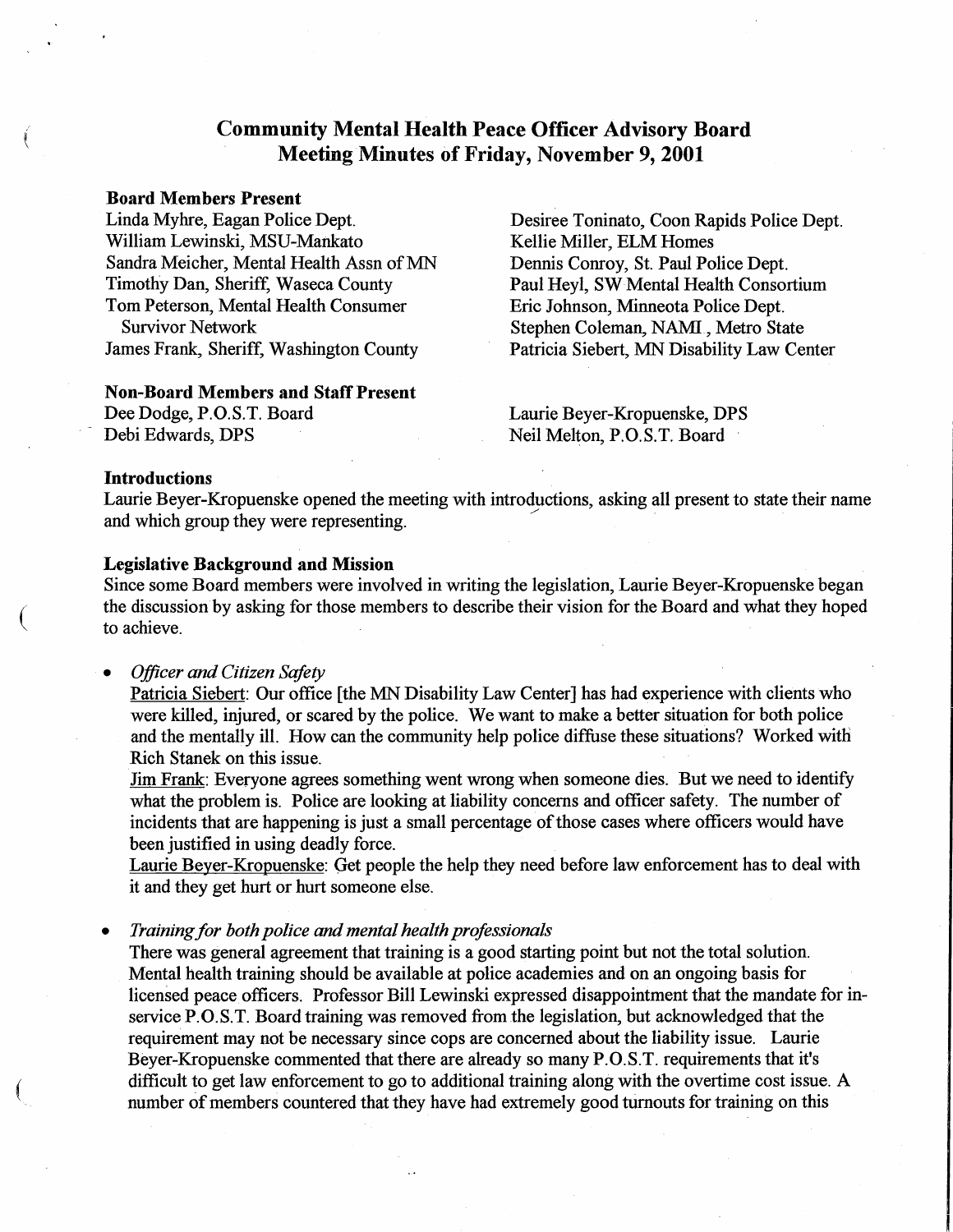# Community Mental Health Peace Officer Advisory Board
## Meeting Minutes of Friday, November 9, 2001

**Board Members Present**

Linda Myhre, Eagan Police Dept.
William Lewinski, MSU-Mankato
Sandra Meicher, Mental Health Assn of MN
Timothy Dan, Sheriff, Waseca County
Tom Peterson, Mental Health Consumer Survivor Network
James Frank, Sheriff, Washington County
Desiree Toninato, Coon Rapids Police Dept.
Kellie Miller, ELM Homes
Dennis Conroy, St. Paul Police Dept.
Paul Heyl, SW Mental Health Consortium
Eric Johnson, Minneota Police Dept.
Stephen Coleman, NAMI , Metro State
Patricia Siebert, MN Disability Law Center

**Non-Board Members and Staff Present**

Dee Dodge, P.O.S.T. Board
Debi Edwards, DPS
Laurie Beyer-Kropuenske, DPS
Neil Melton, P.O.S.T. Board

**Introductions**

Laurie Beyer-Kropuenske opened the meeting with introductions, asking all present to state their name and which group they were representing.

**Legislative Background and Mission**

Since some Board members were involved in writing the legislation, Laurie Beyer-Kropuenske began the discussion by asking for those members to describe their vision for the Board and what they hoped to achieve.

- *Officer and Citizen Safety*

  Patricia Siebert: Our office [the MN Disability Law Center] has had experience with clients who were killed, injured, or scared by the police. We want to make a better situation for both police and the mentally ill. How can the community help police diffuse these situations? Worked with Rich Stanek on this issue.

  Jim Frank: Everyone agrees something went wrong when someone dies. But we need to identify what the problem is. Police are looking at liability concerns and officer safety. The number of incidents that are happening is just a small percentage of those cases where officers would have been justified in using deadly force.

  Laurie Beyer-Kropuenske: Get people the help they need before law enforcement has to deal with it and they get hurt or hurt someone else.

- *Training for both police and mental health professionals*

  There was general agreement that training is a good starting point but not the total solution. Mental health training should be available at police academies and on an ongoing basis for licensed peace officers. Professor Bill Lewinski expressed disappointment that the mandate for in-service P.O.S.T. Board training was removed from the legislation, but acknowledged that the requirement may not be necessary since cops are concerned about the liability issue. Laurie Beyer-Kropuenske commented that there are already so many P.O.S.T. requirements that it's difficult to get law enforcement to go to additional training along with the overtime cost issue. A number of members countered that they have had extremely good turnouts for training on this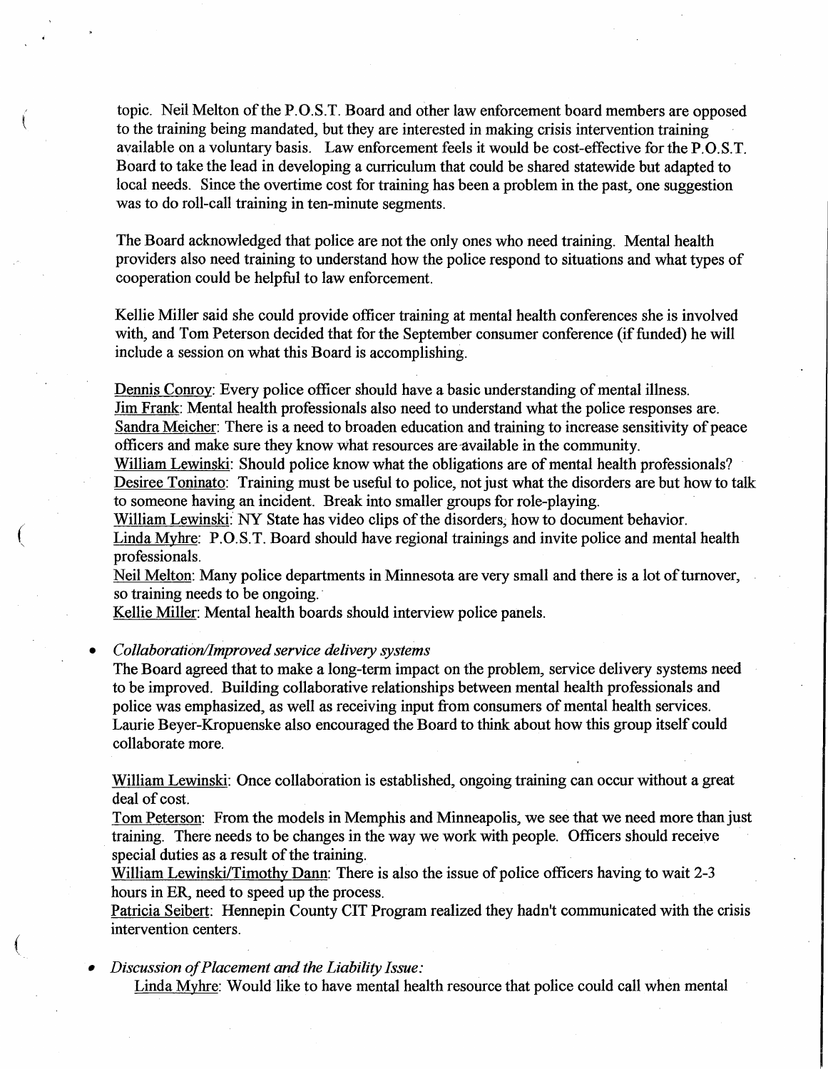topic. Neil Melton of the P.O.S.T. Board and other law enforcement board members are opposed to the training being mandated, but they are interested in making crisis intervention training available on a voluntary basis. Law enforcement feels it would be cost-effective for the P.O.S.T. Board to take the lead in developing a curriculum that could be shared statewide but adapted to local needs. Since the overtime cost for training has been a problem in the past, one suggestion was to do roll-call training in ten-minute segments.

The Board acknowledged that police are not the only ones who need training. Mental health providers also need training to understand how the police respond to situations and what types of cooperation could be helpful to law enforcement.

Kellie Miller said she could provide officer training at mental health conferences she is involved with, and Tom Peterson decided that for the September consumer conference (if funded) he will include a session on what this Board is accomplishing.

Dennis Conroy: Every police officer should have a basic understanding of mental illness.
Jim Frank: Mental health professionals also need to understand what the police responses are.
Sandra Meicher: There is a need to broaden education and training to increase sensitivity of peace officers and make sure they know what resources are available in the community.
William Lewinski: Should police know what the obligations are of mental health professionals?
Desiree Toninato: Training must be useful to police, not just what the disorders are but how to talk to someone having an incident. Break into smaller groups for role-playing.
William Lewinski: NY State has video clips of the disorders, how to document behavior.
Linda Myhre: P.O.S.T. Board should have regional trainings and invite police and mental health professionals.
Neil Melton: Many police departments in Minnesota are very small and there is a lot of turnover, so training needs to be ongoing.
Kellie Miller: Mental health boards should interview police panels.

- *Collaboration/Improved service delivery systems*

  The Board agreed that to make a long-term impact on the problem, service delivery systems need to be improved. Building collaborative relationships between mental health professionals and police was emphasized, as well as receiving input from consumers of mental health services. Laurie Beyer-Kropuenske also encouraged the Board to think about how this group itself could collaborate more.

  William Lewinski: Once collaboration is established, ongoing training can occur without a great deal of cost.
  Tom Peterson: From the models in Memphis and Minneapolis, we see that we need more than just training. There needs to be changes in the way we work with people. Officers should receive special duties as a result of the training.
  William Lewinski/Timothy Dann: There is also the issue of police officers having to wait 2-3 hours in ER, need to speed up the process.
  Patricia Seibert: Hennepin County CIT Program realized they hadn't communicated with the crisis intervention centers.

- *Discussion of Placement and the Liability Issue:*

  Linda Myhre: Would like to have mental health resource that police could call when mental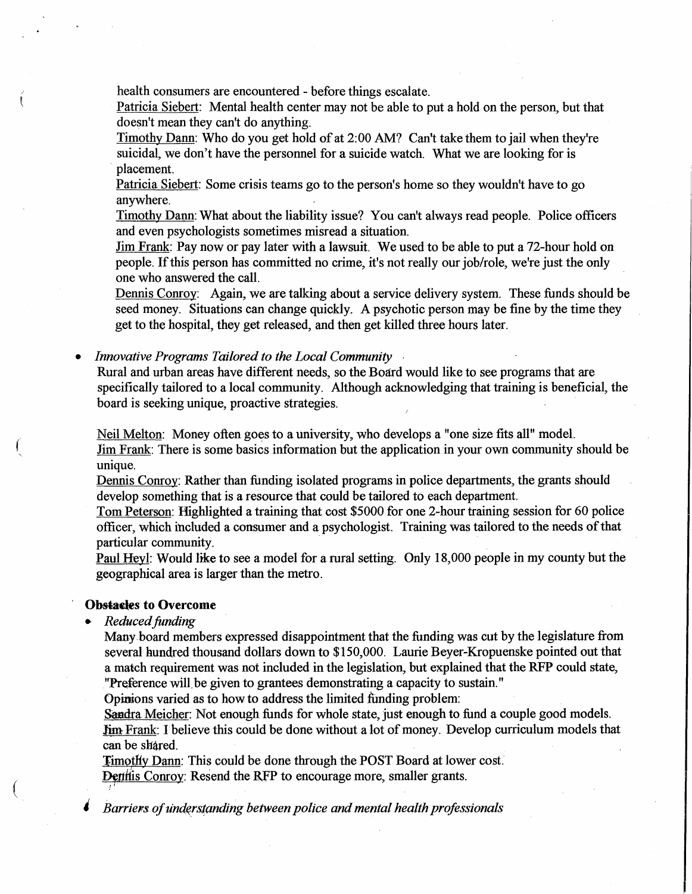health consumers are encountered - before things escalate.

Patricia Siebert: Mental health center may not be able to put a hold on the person, but that doesn't mean they can't do anything.

Timothy Dann: Who do you get hold of at 2:00 AM? Can't take them to jail when they're suicidal, we don't have the personnel for a suicide watch. What we are looking for is placement.

Patricia Siebert: Some crisis teams go to the person's home so they wouldn't have to go anywhere.

Timothy Dann: What about the liability issue? You can't always read people. Police officers and even psychologists sometimes misread a situation.

Jim Frank: Pay now or pay later with a lawsuit. We used to be able to put a 72-hour hold on people. If this person has committed no crime, it's not really our job/role, we're just the only one who answered the call.

Dennis Conroy: Again, we are talking about a service delivery system. These funds should be seed money. Situations can change quickly. A psychotic person may be fine by the time they get to the hospital, they get released, and then get killed three hours later.

- *Innovative Programs Tailored to the Local Community*

Rural and urban areas have different needs, so the Board would like to see programs that are specifically tailored to a local community. Although acknowledging that training is beneficial, the board is seeking unique, proactive strategies.

Neil Melton: Money often goes to a university, who develops a "one size fits all" model.

Jim Frank: There is some basics information but the application in your own community should be unique.

Dennis Conroy: Rather than funding isolated programs in police departments, the grants should develop something that is a resource that could be tailored to each department.

Tom Peterson: Highlighted a training that cost $5000 for one 2-hour training session for 60 police officer, which included a consumer and a psychologist. Training was tailored to the needs of that particular community.

Paul Heyl: Would like to see a model for a rural setting. Only 18,000 people in my county but the geographical area is larger than the metro.

**Obstacles to Overcome**

- *Reduced funding*

Many board members expressed disappointment that the funding was cut by the legislature from several hundred thousand dollars down to $150,000. Laurie Beyer-Kropuenske pointed out that a match requirement was not included in the legislation, but explained that the RFP could state, "Preference will be given to grantees demonstrating a capacity to sustain."

Opinions varied as to how to address the limited funding problem:

Sandra Meicher: Not enough funds for whole state, just enough to fund a couple good models.

Jim Frank: I believe this could be done without a lot of money. Develop curriculum models that can be shared.

Timothy Dann: This could be done through the POST Board at lower cost.

Dennis Conroy: Resend the RFP to encourage more, smaller grants.

- *Barriers of understanding between police and mental health professionals*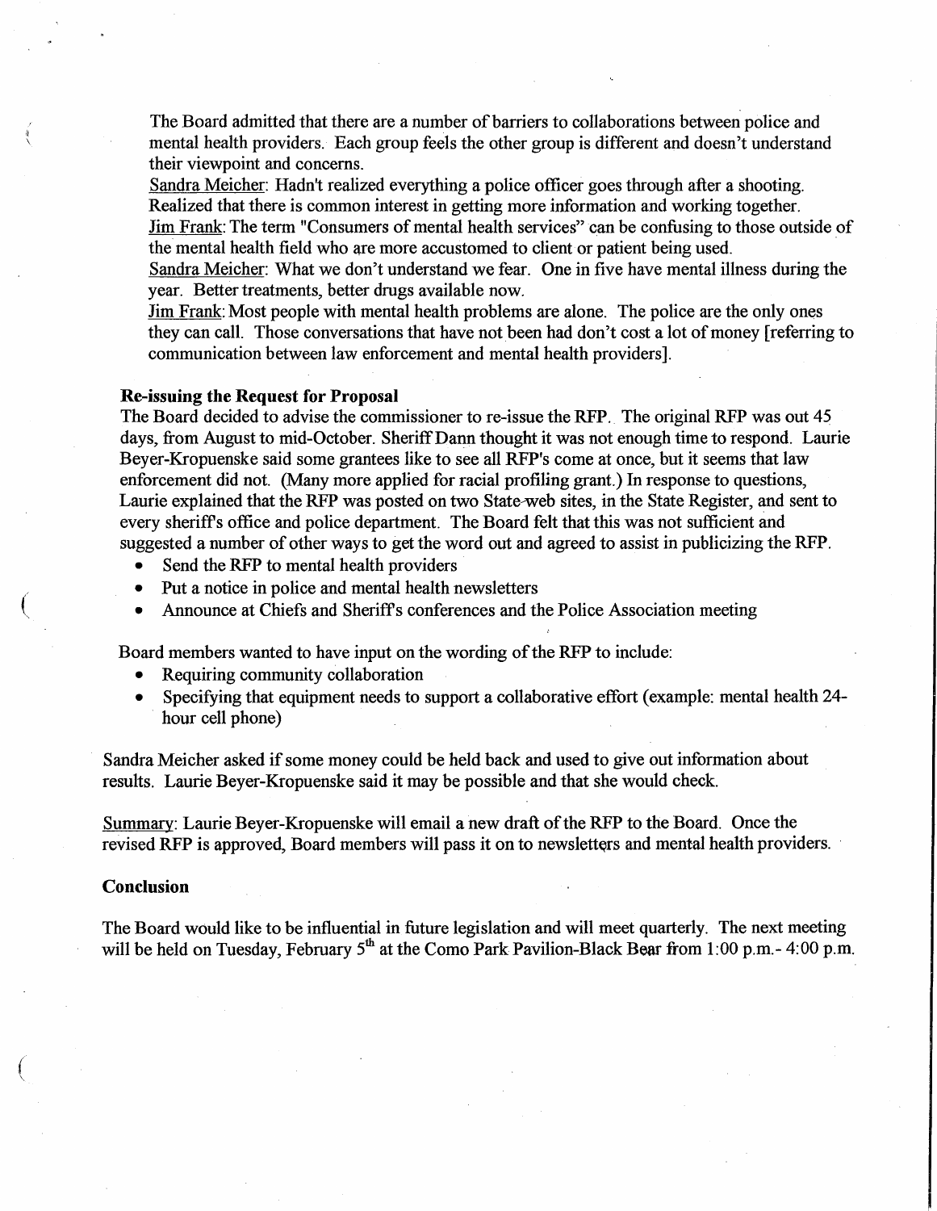The Board admitted that there are a number of barriers to collaborations between police and mental health providers. Each group feels the other group is different and doesn't understand their viewpoint and concerns.

Sandra Meicher: Hadn't realized everything a police officer goes through after a shooting. Realized that there is common interest in getting more information and working together.

Jim Frank: The term "Consumers of mental health services" can be confusing to those outside of the mental health field who are more accustomed to client or patient being used.

Sandra Meicher: What we don't understand we fear. One in five have mental illness during the year. Better treatments, better drugs available now.

Jim Frank: Most people with mental health problems are alone. The police are the only ones they can call. Those conversations that have not been had don't cost a lot of money [referring to communication between law enforcement and mental health providers].

**Re-issuing the Request for Proposal**

The Board decided to advise the commissioner to re-issue the RFP. The original RFP was out 45 days, from August to mid-October. Sheriff Dann thought it was not enough time to respond. Laurie Beyer-Kropuenske said some grantees like to see all RFP's come at once, but it seems that law enforcement did not. (Many more applied for racial profiling grant.) In response to questions, Laurie explained that the RFP was posted on two State-web sites, in the State Register, and sent to every sheriff's office and police department. The Board felt that this was not sufficient and suggested a number of other ways to get the word out and agreed to assist in publicizing the RFP.

- Send the RFP to mental health providers
- Put a notice in police and mental health newsletters
- Announce at Chiefs and Sheriff's conferences and the Police Association meeting

Board members wanted to have input on the wording of the RFP to include:

- Requiring community collaboration
- Specifying that equipment needs to support a collaborative effort (example: mental health 24-hour cell phone)

Sandra Meicher asked if some money could be held back and used to give out information about results. Laurie Beyer-Kropuenske said it may be possible and that she would check.

Summary: Laurie Beyer-Kropuenske will email a new draft of the RFP to the Board. Once the revised RFP is approved, Board members will pass it on to newsletters and mental health providers.

**Conclusion**

The Board would like to be influential in future legislation and will meet quarterly. The next meeting will be held on Tuesday, February 5th at the Como Park Pavilion-Black Bear from 1:00 p.m.- 4:00 p.m.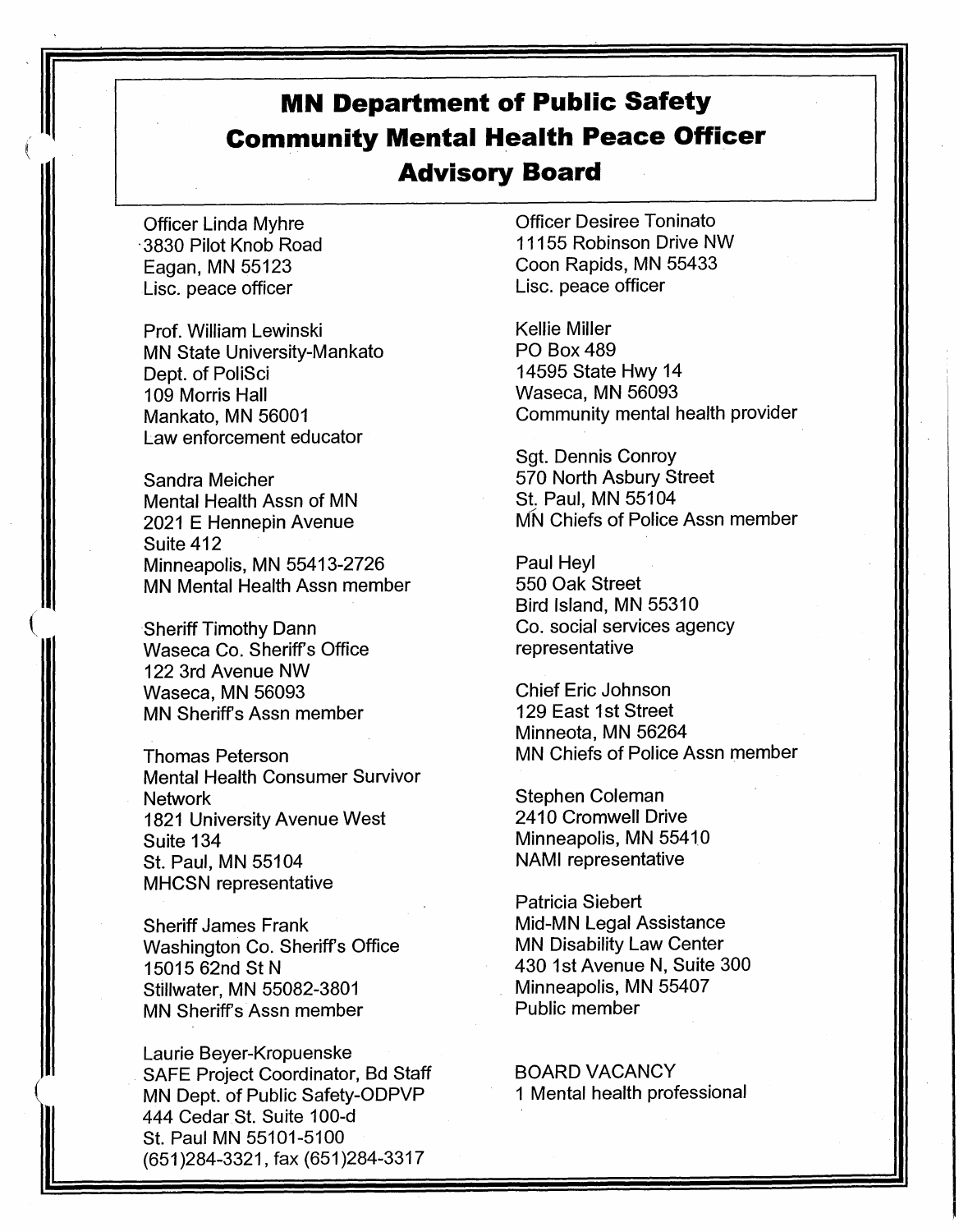# MN Department of Public Safety
# Community Mental Health Peace Officer Advisory Board

Officer Linda Myhre
3830 Pilot Knob Road
Eagan, MN 55123
Lisc. peace officer

Prof. William Lewinski
MN State University-Mankato
Dept. of PoliSci
109 Morris Hall
Mankato, MN 56001
Law enforcement educator

Sandra Meicher
Mental Health Assn of MN
2021 E Hennepin Avenue
Suite 412
Minneapolis, MN 55413-2726
MN Mental Health Assn member

Sheriff Timothy Dann
Waseca Co. Sheriff's Office
122 3rd Avenue NW
Waseca, MN 56093
MN Sheriff's Assn member

Thomas Peterson
Mental Health Consumer Survivor Network
1821 University Avenue West
Suite 134
St. Paul, MN 55104
MHCSN representative

Sheriff James Frank
Washington Co. Sheriff's Office
15015 62nd St N
Stillwater, MN 55082-3801
MN Sheriff's Assn member

Laurie Beyer-Kropuenske
SAFE Project Coordinator, Bd Staff
MN Dept. of Public Safety-ODPVP
444 Cedar St. Suite 100-d
St. Paul MN 55101-5100
(651)284-3321, fax (651)284-3317

Officer Desiree Toninato
11155 Robinson Drive NW
Coon Rapids, MN 55433
Lisc. peace officer

Kellie Miller
PO Box 489
14595 State Hwy 14
Waseca, MN 56093
Community mental health provider

Sgt. Dennis Conroy
570 North Asbury Street
St. Paul, MN 55104
MN Chiefs of Police Assn member

Paul Heyl
550 Oak Street
Bird Island, MN 55310
Co. social services agency representative

Chief Eric Johnson
129 East 1st Street
Minneota, MN 56264
MN Chiefs of Police Assn member

Stephen Coleman
2410 Cromwell Drive
Minneapolis, MN 55410
NAMI representative

Patricia Siebert
Mid-MN Legal Assistance
MN Disability Law Center
430 1st Avenue N, Suite 300
Minneapolis, MN 55407
Public member

BOARD VACANCY
1 Mental health professional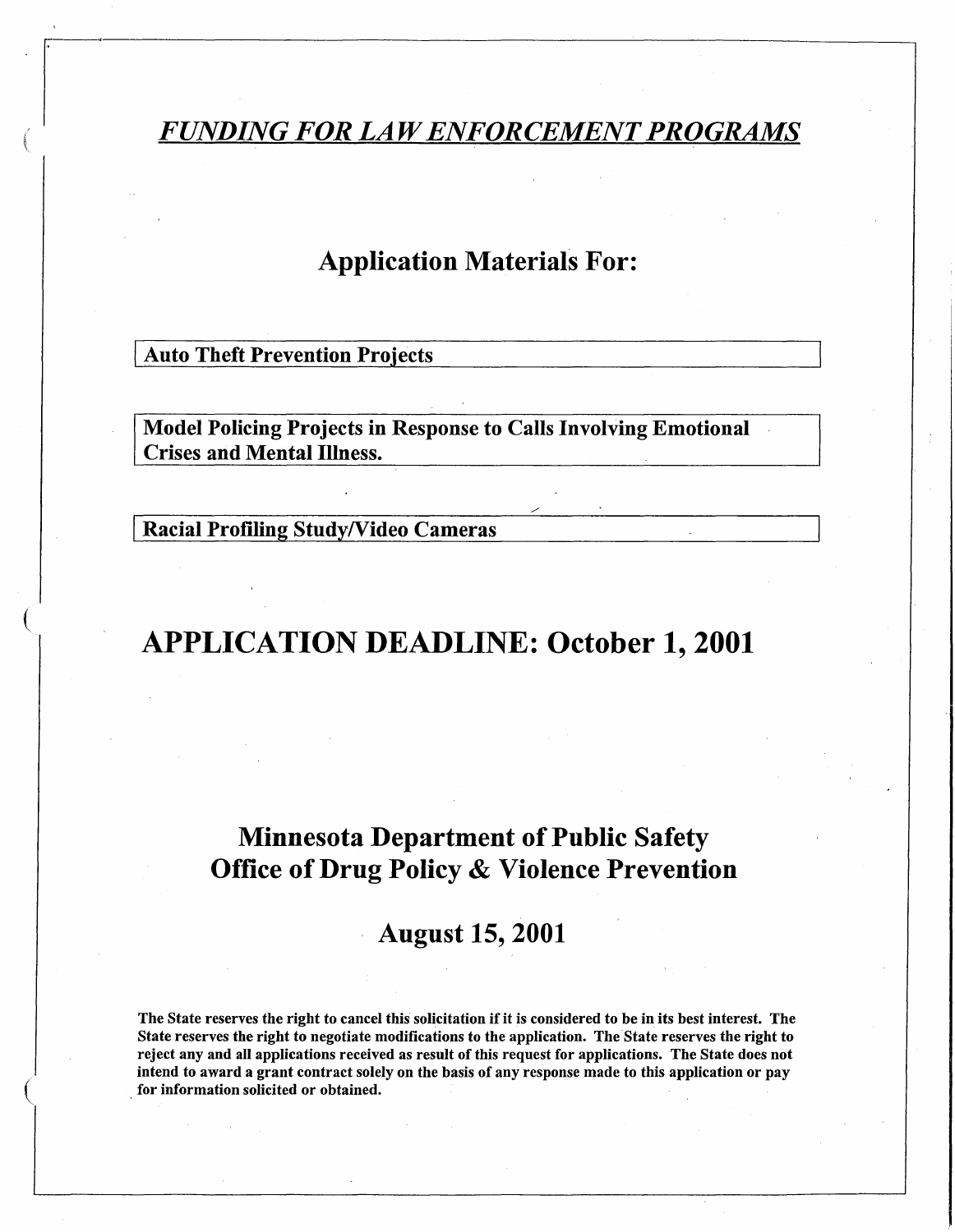# ***FUNDING FOR LAW ENFORCEMENT PROGRAMS***

## Application Materials For:

**Auto Theft Prevention Projects**

**Model Policing Projects in Response to Calls Involving Emotional Crises and Mental Illness.**

**Racial Profiling Study/Video Cameras**

# APPLICATION DEADLINE: October 1, 2001

## Minnesota Department of Public Safety
## Office of Drug Policy & Violence Prevention

## August 15, 2001

**The State reserves the right to cancel this solicitation if it is considered to be in its best interest. The State reserves the right to negotiate modifications to the application. The State reserves the right to reject any and all applications received as result of this request for applications. The State does not intend to award a grant contract solely on the basis of any response made to this application or pay for information solicited or obtained.**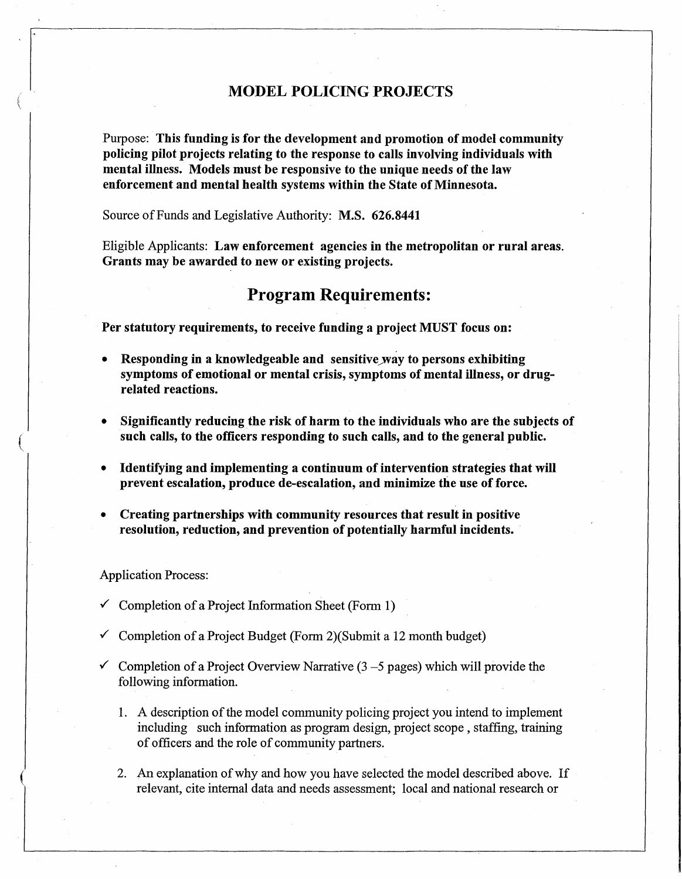# MODEL POLICING PROJECTS

Purpose: **This funding is for the development and promotion of model community policing pilot projects relating to the response to calls involving individuals with mental illness. Models must be responsive to the unique needs of the law enforcement and mental health systems within the State of Minnesota.**

Source of Funds and Legislative Authority: **M.S. 626.8441**

Eligible Applicants: **Law enforcement agencies in the metropolitan or rural areas. Grants may be awarded to new or existing projects.**

## Program Requirements:

**Per statutory requirements, to receive funding a project MUST focus on:**

- **Responding in a knowledgeable and sensitive way to persons exhibiting symptoms of emotional or mental crisis, symptoms of mental illness, or drug-related reactions.**
- **Significantly reducing the risk of harm to the individuals who are the subjects of such calls, to the officers responding to such calls, and to the general public.**
- **Identifying and implementing a continuum of intervention strategies that will prevent escalation, produce de-escalation, and minimize the use of force.**
- **Creating partnerships with community resources that result in positive resolution, reduction, and prevention of potentially harmful incidents.**

Application Process:

- ✓ Completion of a Project Information Sheet (Form 1)
- ✓ Completion of a Project Budget (Form 2)(Submit a 12 month budget)
- ✓ Completion of a Project Overview Narrative (3 –5 pages) which will provide the following information.
    1. A description of the model community policing project you intend to implement including such information as program design, project scope , staffing, training of officers and the role of community partners.
    2. An explanation of why and how you have selected the model described above. If relevant, cite internal data and needs assessment; local and national research or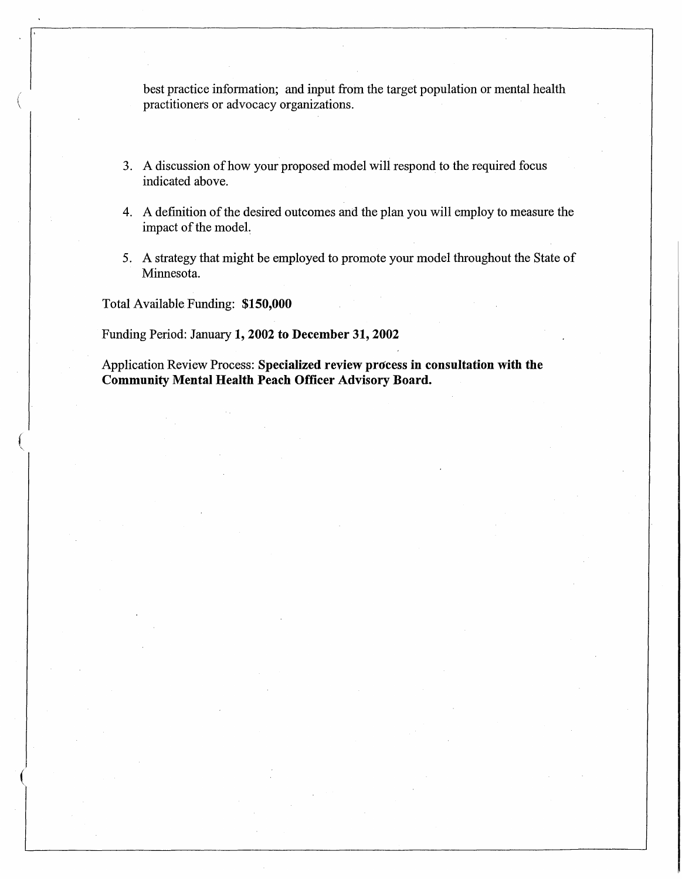best practice information; and input from the target population or mental health practitioners or advocacy organizations.

3. A discussion of how your proposed model will respond to the required focus indicated above.

4. A definition of the desired outcomes and the plan you will employ to measure the impact of the model.

5. A strategy that might be employed to promote your model throughout the State of Minnesota.

Total Available Funding: **$150,000**

Funding Period: January **1, 2002 to December 31, 2002**

Application Review Process: **Specialized review process in consultation with the Community Mental Health Peach Officer Advisory Board.**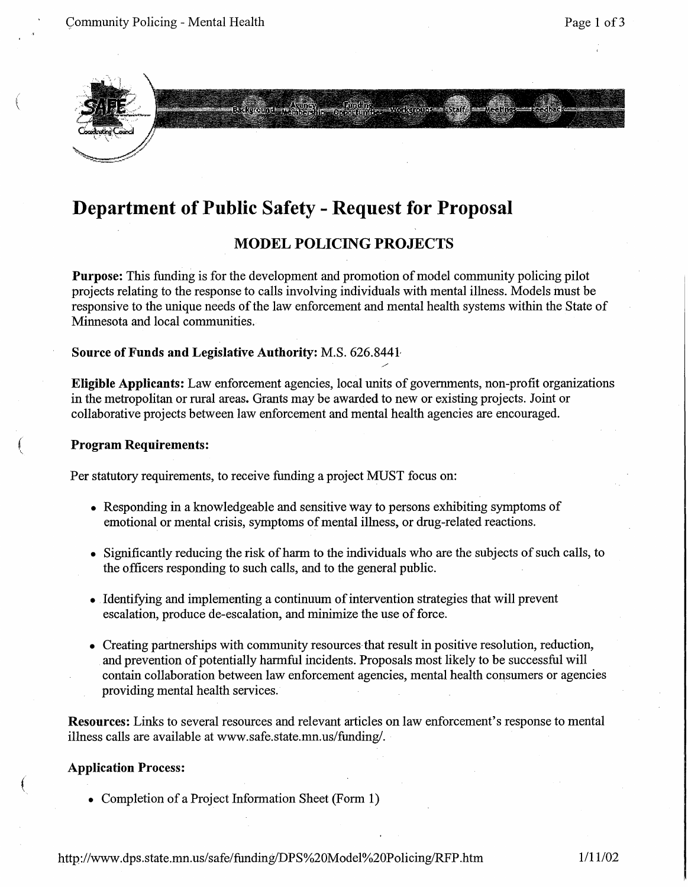# Department of Public Safety - Request for Proposal

## MODEL POLICING PROJECTS

**Purpose:** This funding is for the development and promotion of model community policing pilot projects relating to the response to calls involving individuals with mental illness. Models must be responsive to the unique needs of the law enforcement and mental health systems within the State of Minnesota and local communities.

**Source of Funds and Legislative Authority:** M.S. 626.8441

**Eligible Applicants:** Law enforcement agencies, local units of governments, non-profit organizations in the metropolitan or rural areas. Grants may be awarded to new or existing projects. Joint or collaborative projects between law enforcement and mental health agencies are encouraged.

**Program Requirements:**

Per statutory requirements, to receive funding a project MUST focus on:

- Responding in a knowledgeable and sensitive way to persons exhibiting symptoms of emotional or mental crisis, symptoms of mental illness, or drug-related reactions.
- Significantly reducing the risk of harm to the individuals who are the subjects of such calls, to the officers responding to such calls, and to the general public.
- Identifying and implementing a continuum of intervention strategies that will prevent escalation, produce de-escalation, and minimize the use of force.
- Creating partnerships with community resources that result in positive resolution, reduction, and prevention of potentially harmful incidents. Proposals most likely to be successful will contain collaboration between law enforcement agencies, mental health consumers or agencies providing mental health services.

**Resources:** Links to several resources and relevant articles on law enforcement's response to mental illness calls are available at www.safe.state.mn.us/funding/.

**Application Process:**

- Completion of a Project Information Sheet (Form 1)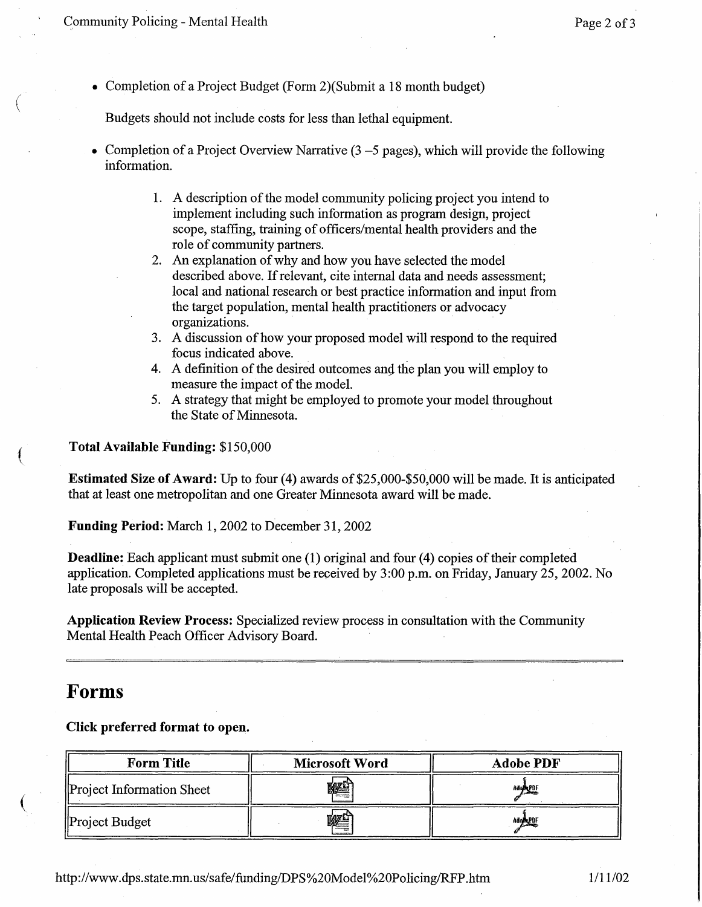- Completion of a Project Budget (Form 2)(Submit a 18 month budget)

  Budgets should not include costs for less than lethal equipment.

- Completion of a Project Overview Narrative (3 –5 pages), which will provide the following information.

  1. A description of the model community policing project you intend to implement including such information as program design, project scope, staffing, training of officers/mental health providers and the role of community partners.
  2. An explanation of why and how you have selected the model described above. If relevant, cite internal data and needs assessment; local and national research or best practice information and input from the target population, mental health practitioners or advocacy organizations.
  3. A discussion of how your proposed model will respond to the required focus indicated above.
  4. A definition of the desired outcomes and the plan you will employ to measure the impact of the model.
  5. A strategy that might be employed to promote your model throughout the State of Minnesota.

**Total Available Funding:** $150,000

**Estimated Size of Award:** Up to four (4) awards of $25,000-$50,000 will be made. It is anticipated that at least one metropolitan and one Greater Minnesota award will be made.

**Funding Period:** March 1, 2002 to December 31, 2002

**Deadline:** Each applicant must submit one (1) original and four (4) copies of their completed application. Completed applications must be received by 3:00 p.m. on Friday, January 25, 2002. No late proposals will be accepted.

**Application Review Process:** Specialized review process in consultation with the Community Mental Health Peach Officer Advisory Board.

---

## Forms

**Click preferred format to open.**

| Form Title | Microsoft Word | Adobe PDF |
| --- | --- | --- |
| Project Information Sheet | | |
| Project Budget | | |

http://www.dps.state.mn.us/safe/funding/DPS%20Model%20Policing/RFP.htm 1/11/02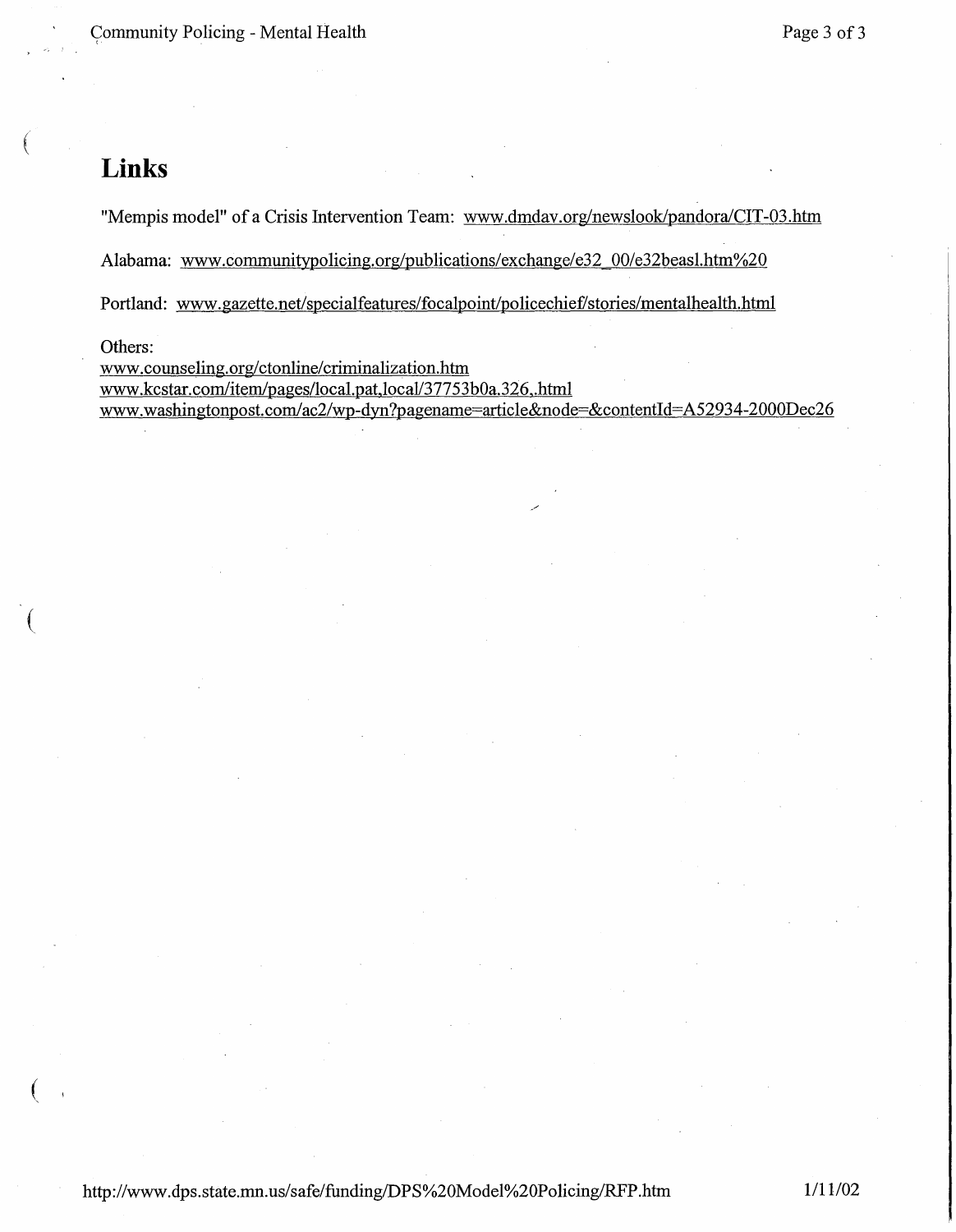## Links

"Mempis model" of a Crisis Intervention Team: www.dmdav.org/newslook/pandora/CIT-03.htm

Alabama: www.communitypolicing.org/publications/exchange/e32_00/e32beasl.htm%20

Portland: www.gazette.net/specialfeatures/focalpoint/policechief/stories/mentalhealth.html

Others:
www.counseling.org/ctonline/criminalization.htm
www.kcstar.com/item/pages/local.pat,local/37753b0a.326,.html
www.washingtonpost.com/ac2/wp-dyn?pagename=article&node=&contentId=A52934-2000Dec26